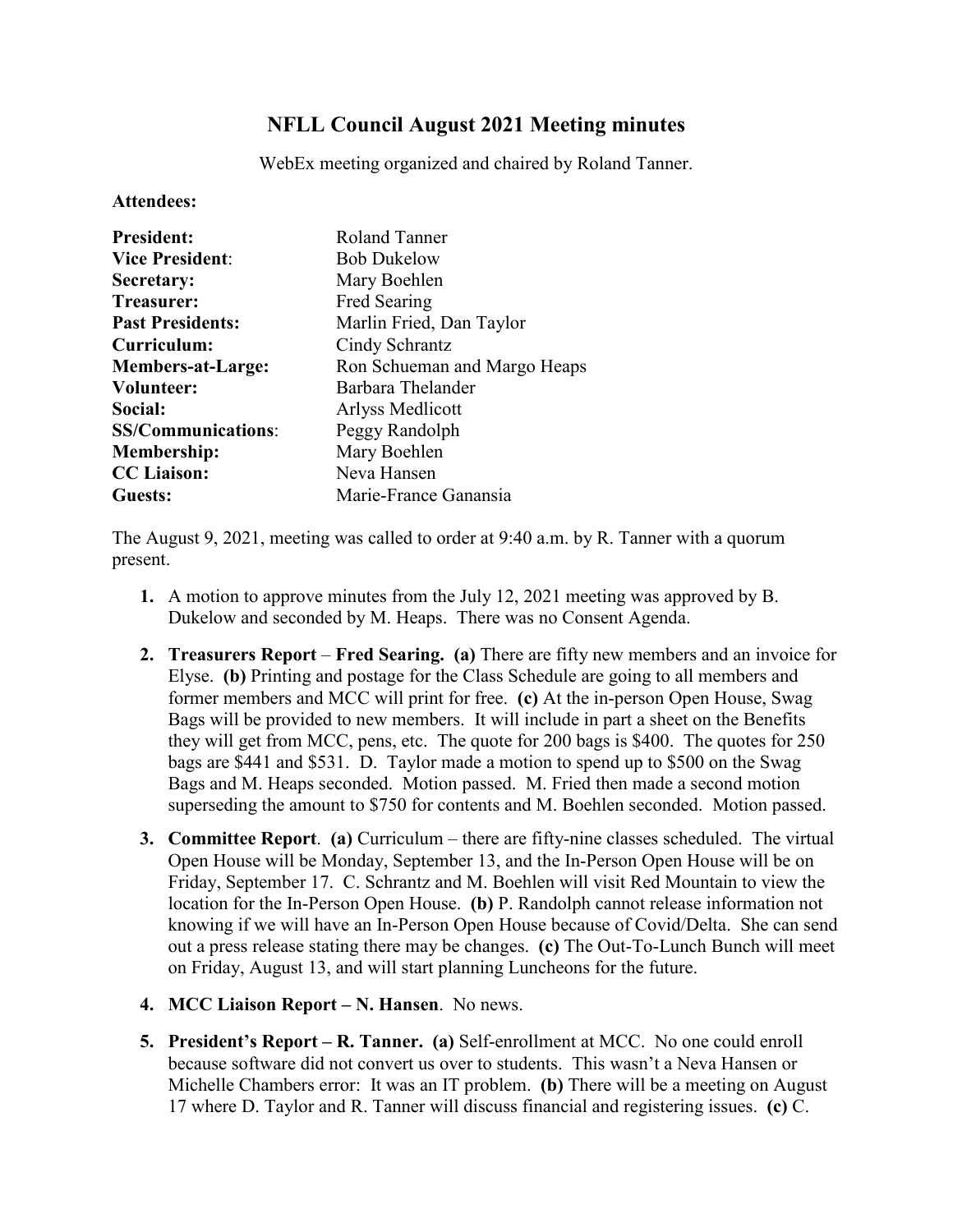# NFLL Council August 2021 Meeting minutes

WebEx meeting organized and chaired by Roland Tanner.

**Attendees:**

| | |
|---|---|
| **President:** | Roland Tanner |
| **Vice President**: | Bob Dukelow |
| **Secretary:** | Mary Boehlen |
| **Treasurer:** | Fred Searing |
| **Past Presidents:** | Marlin Fried, Dan Taylor |
| **Curriculum:** | Cindy Schrantz |
| **Members-at-Large:** | Ron Schueman and Margo Heaps |
| **Volunteer:** | Barbara Thelander |
| **Social:** | Arlyss Medlicott |
| **SS/Communications**: | Peggy Randolph |
| **Membership:** | Mary Boehlen |
| **CC Liaison:** | Neva Hansen |
| **Guests:** | Marie-France Ganansia |

The August 9, 2021, meeting was called to order at 9:40 a.m. by R. Tanner with a quorum present.

1. A motion to approve minutes from the July 12, 2021 meeting was approved by B. Dukelow and seconded by M. Heaps. There was no Consent Agenda.
2. **Treasurers Report** – **Fred Searing. (a)** There are fifty new members and an invoice for Elyse. **(b)** Printing and postage for the Class Schedule are going to all members and former members and MCC will print for free. **(c)** At the in-person Open House, Swag Bags will be provided to new members. It will include in part a sheet on the Benefits they will get from MCC, pens, etc. The quote for 200 bags is $400. The quotes for 250 bags are $441 and $531. D. Taylor made a motion to spend up to $500 on the Swag Bags and M. Heaps seconded. Motion passed. M. Fried then made a second motion superseding the amount to $750 for contents and M. Boehlen seconded. Motion passed.
3. **Committee Report**. **(a)** Curriculum – there are fifty-nine classes scheduled. The virtual Open House will be Monday, September 13, and the In-Person Open House will be on Friday, September 17. C. Schrantz and M. Boehlen will visit Red Mountain to view the location for the In-Person Open House. **(b)** P. Randolph cannot release information not knowing if we will have an In-Person Open House because of Covid/Delta. She can send out a press release stating there may be changes. **(c)** The Out-To-Lunch Bunch will meet on Friday, August 13, and will start planning Luncheons for the future.
4. **MCC Liaison Report – N. Hansen**. No news.
5. **President's Report – R. Tanner. (a)** Self-enrollment at MCC. No one could enroll because software did not convert us over to students. This wasn't a Neva Hansen or Michelle Chambers error: It was an IT problem. **(b)** There will be a meeting on August 17 where D. Taylor and R. Tanner will discuss financial and registering issues. **(c)** C.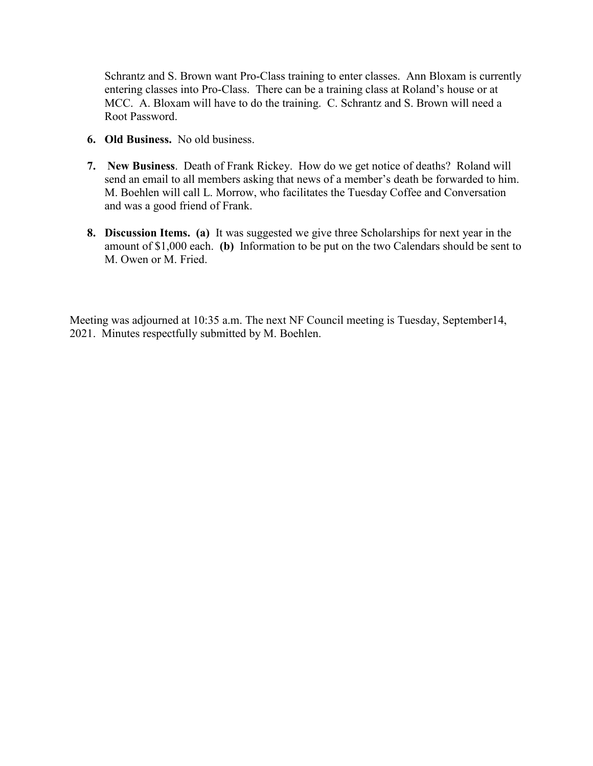Schrantz and S. Brown want Pro-Class training to enter classes. Ann Bloxam is currently entering classes into Pro-Class. There can be a training class at Roland's house or at MCC. A. Bloxam will have to do the training. C. Schrantz and S. Brown will need a Root Password.

6. **Old Business.** No old business.

7. **New Business**. Death of Frank Rickey. How do we get notice of deaths? Roland will send an email to all members asking that news of a member's death be forwarded to him. M. Boehlen will call L. Morrow, who facilitates the Tuesday Coffee and Conversation and was a good friend of Frank.

8. **Discussion Items. (a)** It was suggested we give three Scholarships for next year in the amount of $1,000 each. **(b)** Information to be put on the two Calendars should be sent to M. Owen or M. Fried.

Meeting was adjourned at 10:35 a.m. The next NF Council meeting is Tuesday, September14, 2021. Minutes respectfully submitted by M. Boehlen.